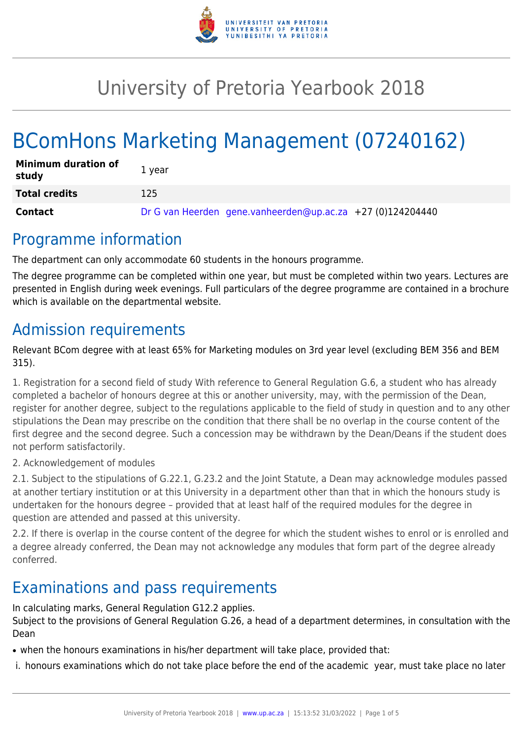# University of Pretoria Yearbook 2018

# BComHons Marketing Management (07240162)

| Minimum duration of study | 1 year |
|---|---|
| **Total credits** | 125 |
| **Contact** | Dr G van Heerden gene.vanheerden@up.ac.za +27 (0)124204440 |

## Programme information

The department can only accommodate 60 students in the honours programme.

The degree programme can be completed within one year, but must be completed within two years. Lectures are presented in English during week evenings. Full particulars of the degree programme are contained in a brochure which is available on the departmental website.

## Admission requirements

Relevant BCom degree with at least 65% for Marketing modules on 3rd year level (excluding BEM 356 and BEM 315).

1. Registration for a second field of study With reference to General Regulation G.6, a student who has already completed a bachelor of honours degree at this or another university, may, with the permission of the Dean, register for another degree, subject to the regulations applicable to the field of study in question and to any other stipulations the Dean may prescribe on the condition that there shall be no overlap in the course content of the first degree and the second degree. Such a concession may be withdrawn by the Dean/Deans if the student does not perform satisfactorily.

2. Acknowledgement of modules

2.1. Subject to the stipulations of G.22.1, G.23.2 and the Joint Statute, a Dean may acknowledge modules passed at another tertiary institution or at this University in a department other than that in which the honours study is undertaken for the honours degree – provided that at least half of the required modules for the degree in question are attended and passed at this university.

2.2. If there is overlap in the course content of the degree for which the student wishes to enrol or is enrolled and a degree already conferred, the Dean may not acknowledge any modules that form part of the degree already conferred.

## Examinations and pass requirements

In calculating marks, General Regulation G12.2 applies.
Subject to the provisions of General Regulation G.26, a head of a department determines, in consultation with the Dean

- when the honours examinations in his/her department will take place, provided that:

i. honours examinations which do not take place before the end of the academic year, must take place no later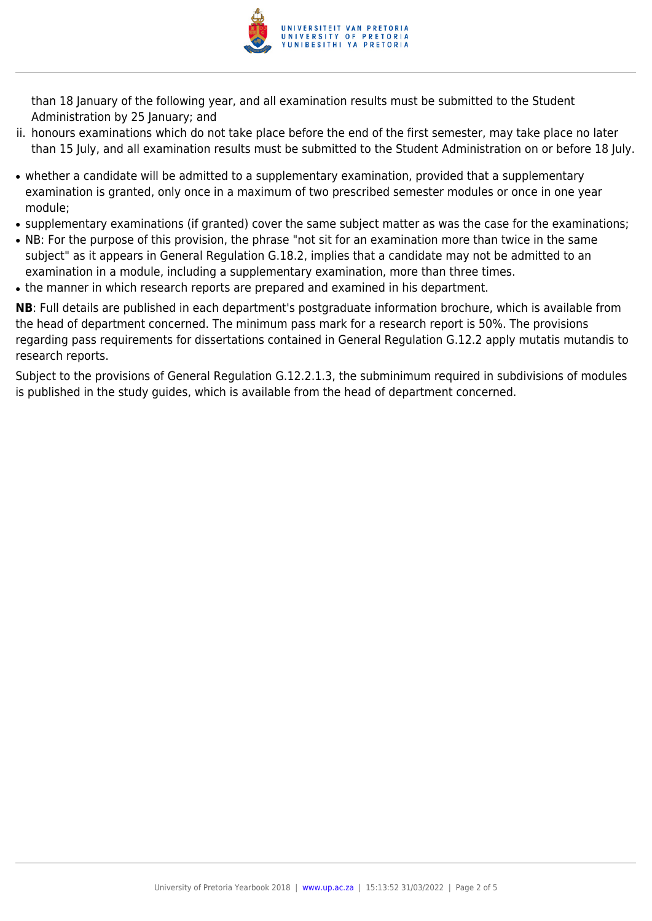than 18 January of the following year, and all examination results must be submitted to the Student Administration by 25 January; and

ii. honours examinations which do not take place before the end of the first semester, may take place no later than 15 July, and all examination results must be submitted to the Student Administration on or before 18 July.

- whether a candidate will be admitted to a supplementary examination, provided that a supplementary examination is granted, only once in a maximum of two prescribed semester modules or once in one year module;
- supplementary examinations (if granted) cover the same subject matter as was the case for the examinations;
- NB: For the purpose of this provision, the phrase "not sit for an examination more than twice in the same subject" as it appears in General Regulation G.18.2, implies that a candidate may not be admitted to an examination in a module, including a supplementary examination, more than three times.
- the manner in which research reports are prepared and examined in his department.

**NB**: Full details are published in each department's postgraduate information brochure, which is available from the head of department concerned. The minimum pass mark for a research report is 50%. The provisions regarding pass requirements for dissertations contained in General Regulation G.12.2 apply mutatis mutandis to research reports.

Subject to the provisions of General Regulation G.12.2.1.3, the subminimum required in subdivisions of modules is published in the study guides, which is available from the head of department concerned.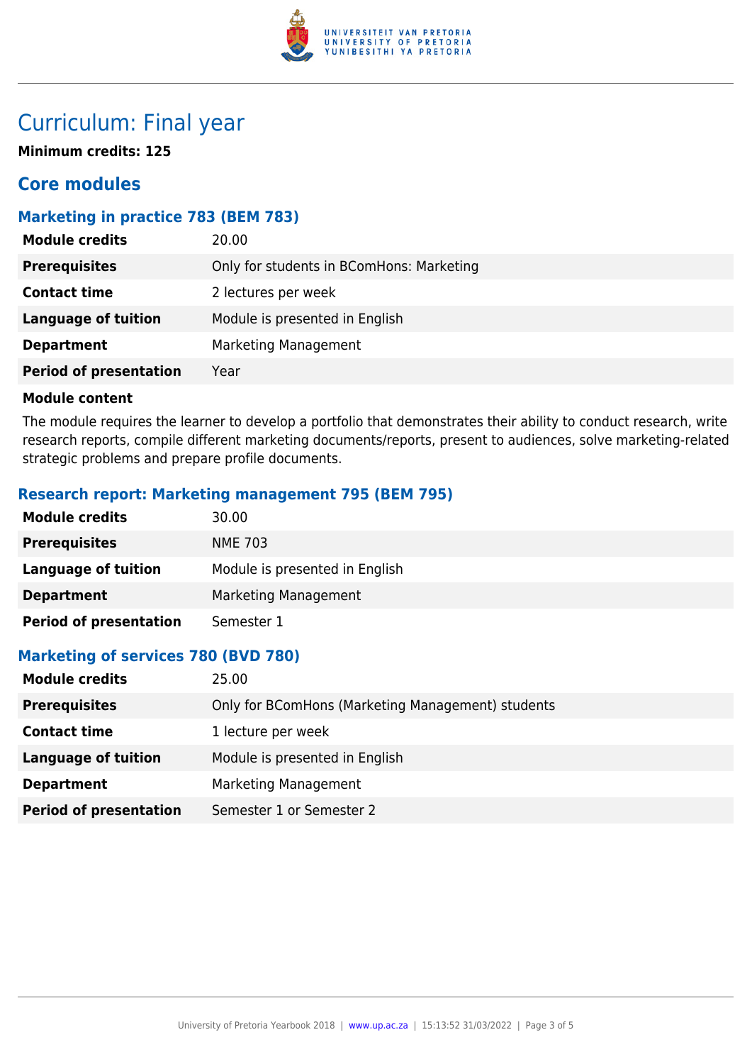# Curriculum: Final year

**Minimum credits: 125**

## Core modules

### Marketing in practice 783 (BEM 783)

| | |
|---|---|
| **Module credits** | 20.00 |
| **Prerequisites** | Only for students in BComHons: Marketing |
| **Contact time** | 2 lectures per week |
| **Language of tuition** | Module is presented in English |
| **Department** | Marketing Management |
| **Period of presentation** | Year |

**Module content**

The module requires the learner to develop a portfolio that demonstrates their ability to conduct research, write research reports, compile different marketing documents/reports, present to audiences, solve marketing-related strategic problems and prepare profile documents.

### Research report: Marketing management 795 (BEM 795)

| | |
|---|---|
| **Module credits** | 30.00 |
| **Prerequisites** | NME 703 |
| **Language of tuition** | Module is presented in English |
| **Department** | Marketing Management |
| **Period of presentation** | Semester 1 |

### Marketing of services 780 (BVD 780)

| | |
|---|---|
| **Module credits** | 25.00 |
| **Prerequisites** | Only for BComHons (Marketing Management) students |
| **Contact time** | 1 lecture per week |
| **Language of tuition** | Module is presented in English |
| **Department** | Marketing Management |
| **Period of presentation** | Semester 1 or Semester 2 |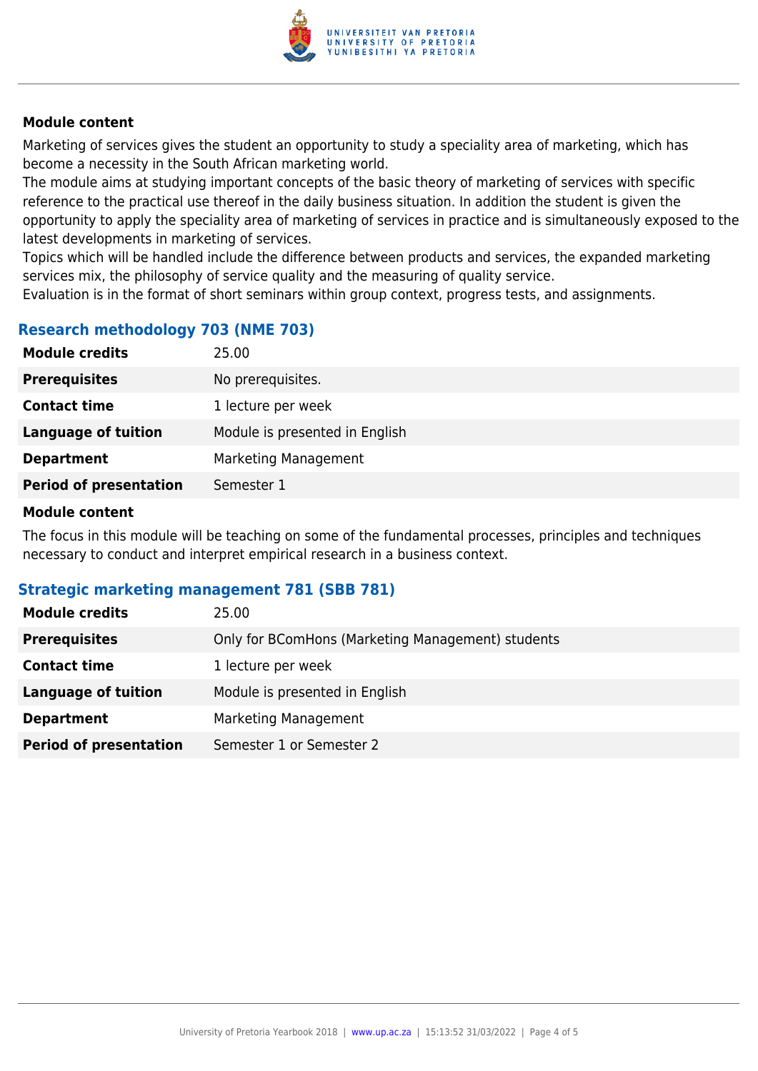#### Module content

Marketing of services gives the student an opportunity to study a speciality area of marketing, which has become a necessity in the South African marketing world.
The module aims at studying important concepts of the basic theory of marketing of services with specific reference to the practical use thereof in the daily business situation. In addition the student is given the opportunity to apply the speciality area of marketing of services in practice and is simultaneously exposed to the latest developments in marketing of services.
Topics which will be handled include the difference between products and services, the expanded marketing services mix, the philosophy of service quality and the measuring of quality service.
Evaluation is in the format of short seminars within group context, progress tests, and assignments.

### Research methodology 703 (NME 703)

| | |
|---|---|
| **Module credits** | 25.00 |
| **Prerequisites** | No prerequisites. |
| **Contact time** | 1 lecture per week |
| **Language of tuition** | Module is presented in English |
| **Department** | Marketing Management |
| **Period of presentation** | Semester 1 |

#### Module content

The focus in this module will be teaching on some of the fundamental processes, principles and techniques necessary to conduct and interpret empirical research in a business context.

### Strategic marketing management 781 (SBB 781)

| | |
|---|---|
| **Module credits** | 25.00 |
| **Prerequisites** | Only for BComHons (Marketing Management) students |
| **Contact time** | 1 lecture per week |
| **Language of tuition** | Module is presented in English |
| **Department** | Marketing Management |
| **Period of presentation** | Semester 1 or Semester 2 |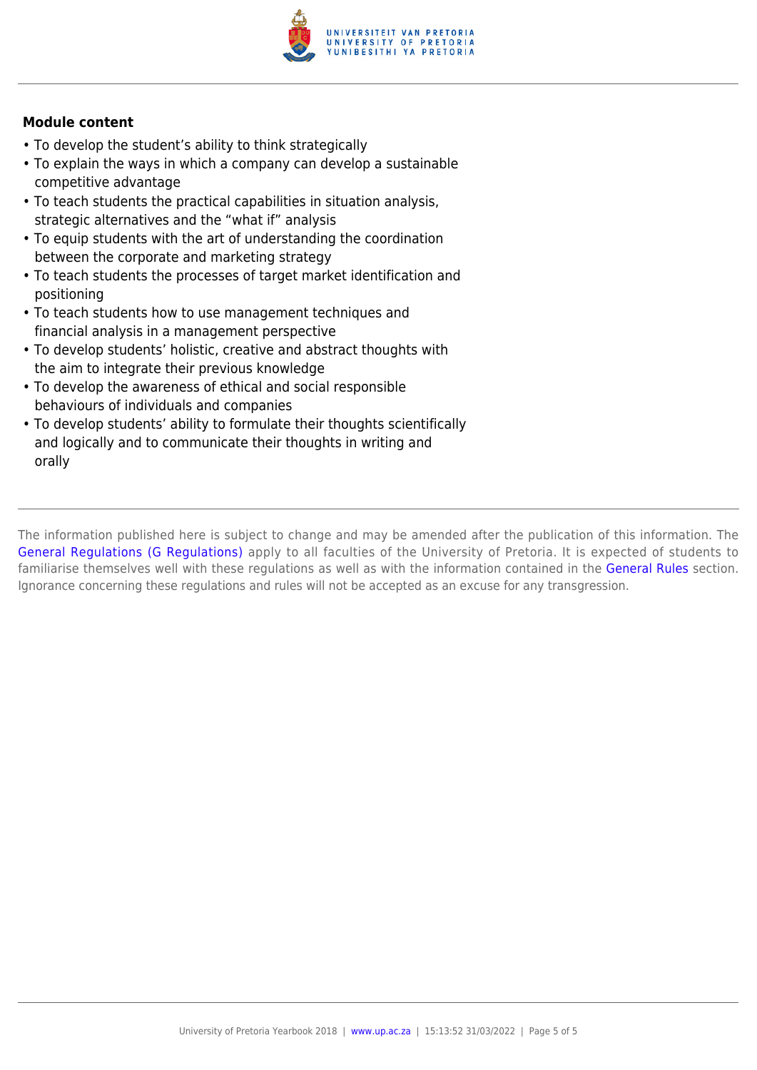**Module content**

- To develop the student's ability to think strategically
- To explain the ways in which a company can develop a sustainable competitive advantage
- To teach students the practical capabilities in situation analysis, strategic alternatives and the "what if" analysis
- To equip students with the art of understanding the coordination between the corporate and marketing strategy
- To teach students the processes of target market identification and positioning
- To teach students how to use management techniques and financial analysis in a management perspective
- To develop students' holistic, creative and abstract thoughts with the aim to integrate their previous knowledge
- To develop the awareness of ethical and social responsible behaviours of individuals and companies
- To develop students' ability to formulate their thoughts scientifically and logically and to communicate their thoughts in writing and orally

The information published here is subject to change and may be amended after the publication of this information. The General Regulations (G Regulations) apply to all faculties of the University of Pretoria. It is expected of students to familiarise themselves well with these regulations as well as with the information contained in the General Rules section. Ignorance concerning these regulations and rules will not be accepted as an excuse for any transgression.